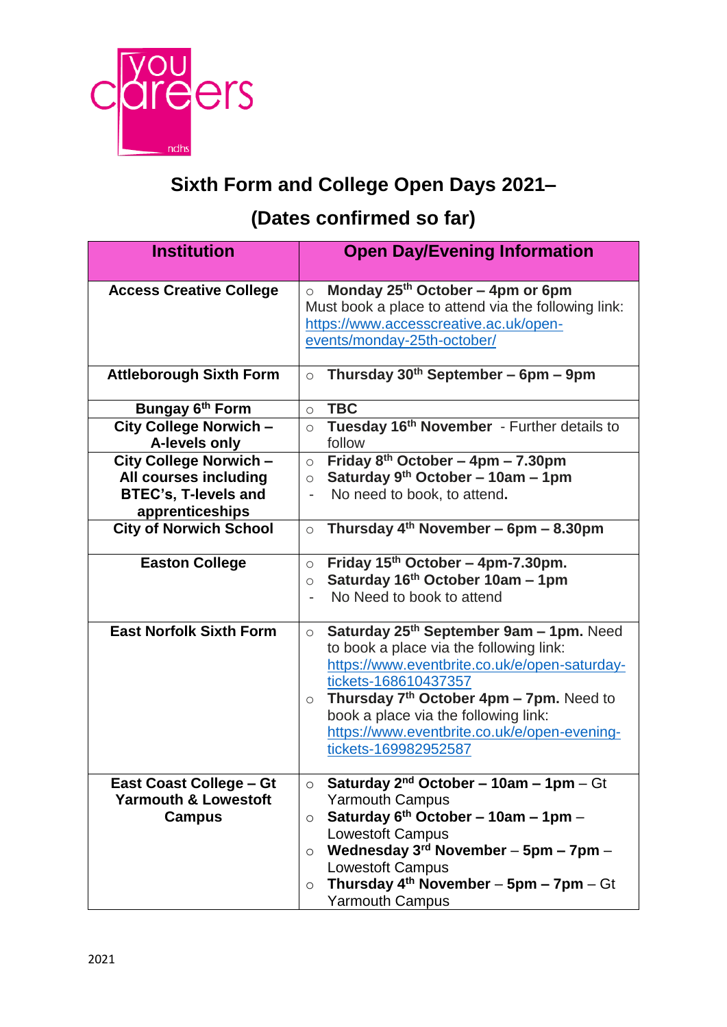# Sixth Form and College Open Days 2021–

## (Dates confirmed so far)

| Institution | Open Day/Evening Information |
|---|---|
| **Access Creative College** | ○ **Monday 25th October – 4pm or 6pm**<br>Must book a place to attend via the following link: https://www.accesscreative.ac.uk/open-events/monday-25th-october/ |
| **Attleborough Sixth Form** | ○ **Thursday 30th September – 6pm – 9pm** |
| **Bungay 6th Form** | ○ **TBC** |
| **City College Norwich – A-levels only** | ○ **Tuesday 16th November** - Further details to follow |
| **City College Norwich – All courses including BTEC's, T-levels and apprenticeships** | ○ **Friday 8th October – 4pm – 7.30pm**<br>○ **Saturday 9th October – 10am – 1pm**<br>- No need to book, to attend**.** |
| **City of Norwich School** | ○ **Thursday 4th November – 6pm – 8.30pm** |
| **Easton College** | ○ **Friday 15th October – 4pm-7.30pm.**<br>○ **Saturday 16th October 10am – 1pm**<br>- No Need to book to attend |
| **East Norfolk Sixth Form** | ○ **Saturday 25th September 9am – 1pm.** Need to book a place via the following link: https://www.eventbrite.co.uk/e/open-saturday-tickets-168610437357<br>○ **Thursday 7th October 4pm – 7pm.** Need to book a place via the following link: https://www.eventbrite.co.uk/e/open-evening-tickets-169982952587 |
| **East Coast College – Gt Yarmouth & Lowestoft Campus** | ○ **Saturday 2nd October – 10am – 1pm** – Gt Yarmouth Campus<br>○ **Saturday 6th October – 10am – 1pm** – Lowestoft Campus<br>○ **Wednesday 3rd November** – **5pm – 7pm** – Lowestoft Campus<br>○ **Thursday 4th November** – **5pm – 7pm** – Gt Yarmouth Campus |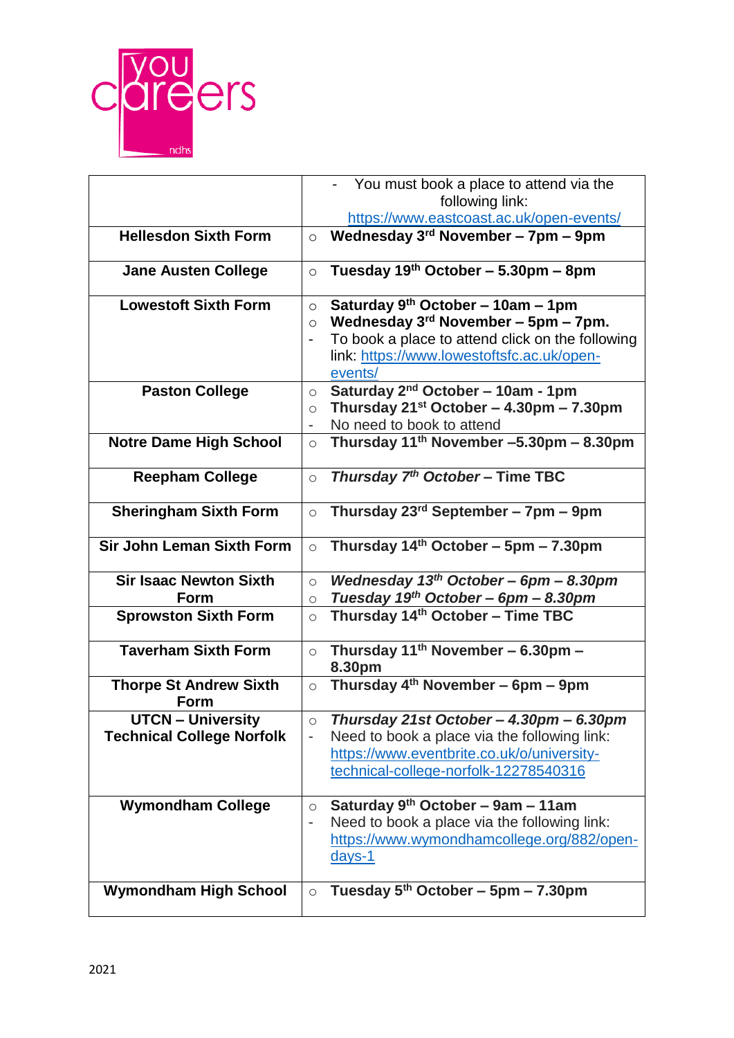| | |
|---|---|
| | - You must book a place to attend via the following link: https://www.eastcoast.ac.uk/open-events/ |
| **Hellesdon Sixth Form** | ○ **Wednesday 3rd November – 7pm – 9pm** |
| **Jane Austen College** | ○ **Tuesday 19th October – 5.30pm – 8pm** |
| **Lowestoft Sixth Form** | ○ **Saturday 9th October – 10am – 1pm**<br>○ **Wednesday 3rd November – 5pm – 7pm.**<br>- To book a place to attend click on the following link: https://www.lowestoftsfc.ac.uk/open-events/ |
| **Paston College** | ○ **Saturday 2nd October – 10am - 1pm**<br>○ **Thursday 21st October – 4.30pm – 7.30pm**<br>- No need to book to attend |
| **Notre Dame High School** | ○ **Thursday 11th November –5.30pm – 8.30pm** |
| **Reepham College** | ○ ***Thursday 7th October* – Time TBC** |
| **Sheringham Sixth Form** | ○ **Thursday 23rd September – 7pm – 9pm** |
| **Sir John Leman Sixth Form** | ○ **Thursday 14th October – 5pm – 7.30pm** |
| **Sir Isaac Newton Sixth Form** | ○ ***Wednesday 13th October – 6pm – 8.30pm***<br>○ ***Tuesday 19th October – 6pm – 8.30pm*** |
| **Sprowston Sixth Form** | ○ **Thursday 14th October – Time TBC** |
| **Taverham Sixth Form** | ○ **Thursday 11th November – 6.30pm – 8.30pm** |
| **Thorpe St Andrew Sixth Form** | ○ **Thursday 4th November – 6pm – 9pm** |
| **UTCN – University Technical College Norfolk** | ○ ***Thursday 21st October – 4.30pm – 6.30pm***<br>- Need to book a place via the following link: https://www.eventbrite.co.uk/o/university-technical-college-norfolk-12278540316 |
| **Wymondham College** | ○ **Saturday 9th October – 9am – 11am**<br>- Need to book a place via the following link: https://www.wymondhamcollege.org/882/open-days-1 |
| **Wymondham High School** | ○ **Tuesday 5th October – 5pm – 7.30pm** |

2021